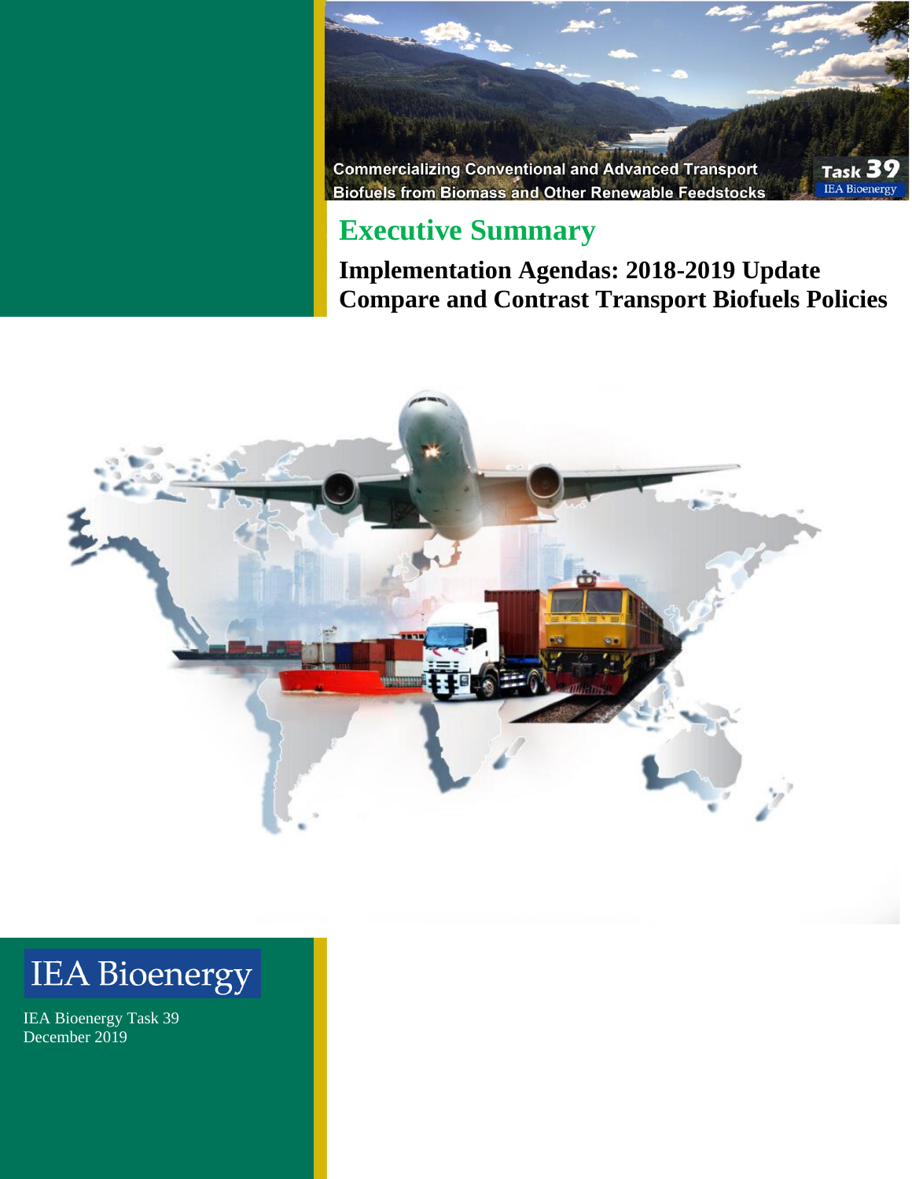Commercializing Conventional and Advanced Transport Biofuels from Biomass and Other Renewable Feedstocks

Task 39
IEA Bioenergy

# Executive Summary

## Implementation Agendas: 2018-2019 Update
## Compare and Contrast Transport Biofuels Policies

IEA Bioenergy

IEA Bioenergy Task 39
December 2019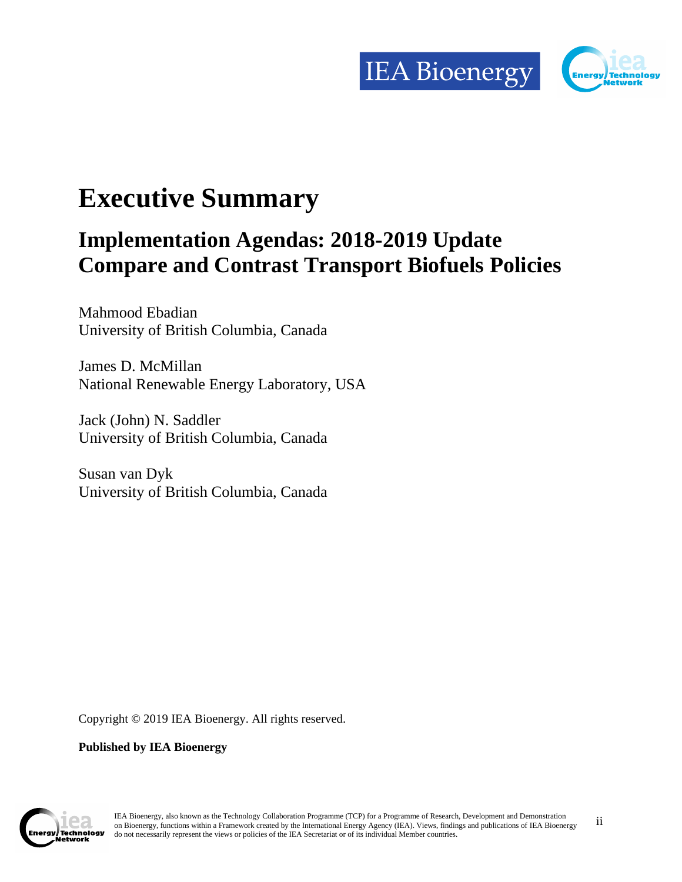# Executive Summary

## Implementation Agendas: 2018-2019 Update Compare and Contrast Transport Biofuels Policies

Mahmood Ebadian
University of British Columbia, Canada

James D. McMillan
National Renewable Energy Laboratory, USA

Jack (John) N. Saddler
University of British Columbia, Canada

Susan van Dyk
University of British Columbia, Canada

Copyright © 2019 IEA Bioenergy. All rights reserved.

**Published by IEA Bioenergy**

IEA Bioenergy, also known as the Technology Collaboration Programme (TCP) for a Programme of Research, Development and Demonstration on Bioenergy, functions within a Framework created by the International Energy Agency (IEA). Views, findings and publications of IEA Bioenergy do not necessarily represent the views or policies of the IEA Secretariat or of its individual Member countries.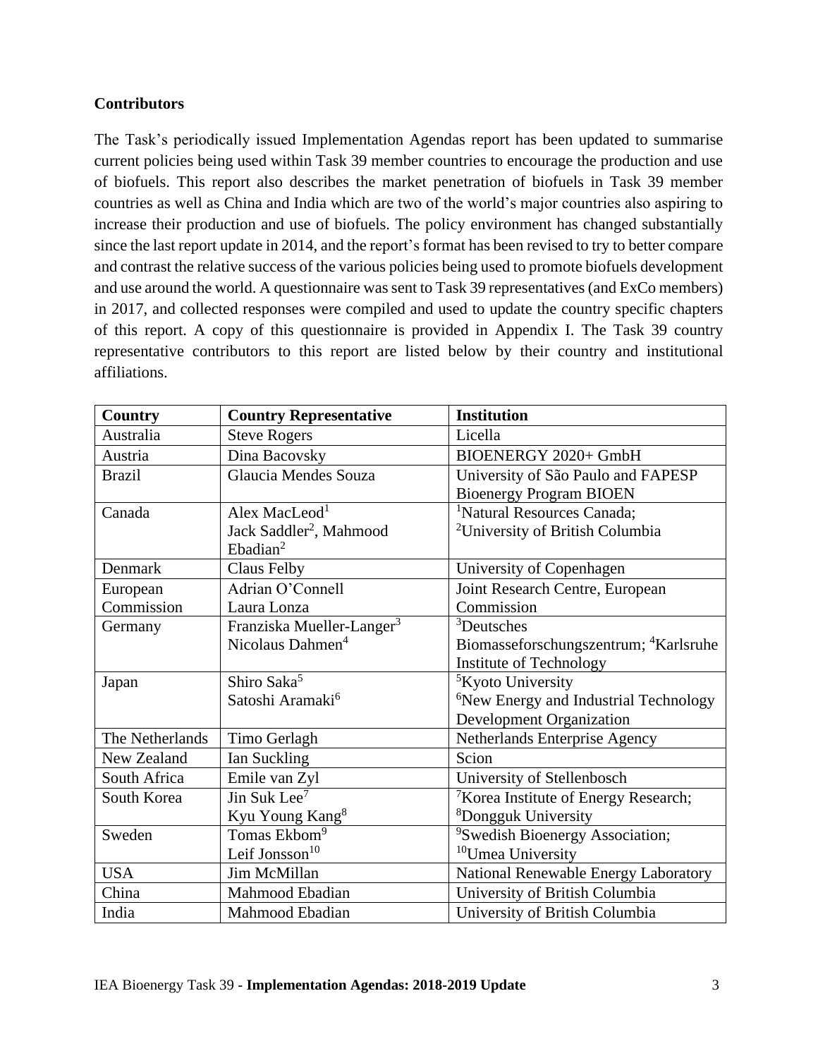**Contributors**

The Task's periodically issued Implementation Agendas report has been updated to summarise current policies being used within Task 39 member countries to encourage the production and use of biofuels. This report also describes the market penetration of biofuels in Task 39 member countries as well as China and India which are two of the world's major countries also aspiring to increase their production and use of biofuels. The policy environment has changed substantially since the last report update in 2014, and the report's format has been revised to try to better compare and contrast the relative success of the various policies being used to promote biofuels development and use around the world. A questionnaire was sent to Task 39 representatives (and ExCo members) in 2017, and collected responses were compiled and used to update the country specific chapters of this report. A copy of this questionnaire is provided in Appendix I. The Task 39 country representative contributors to this report are listed below by their country and institutional affiliations.

| Country | Country Representative | Institution |
|---|---|---|
| Australia | Steve Rogers | Licella |
| Austria | Dina Bacovsky | BIOENERGY 2020+ GmbH |
| Brazil | Glaucia Mendes Souza | University of São Paulo and FAPESP Bioenergy Program BIOEN |
| Canada | Alex MacLeod[1] Jack Saddler[2], Mahmood Ebadian[2] | [1]Natural Resources Canada; [2]University of British Columbia |
| Denmark | Claus Felby | University of Copenhagen |
| European Commission | Adrian O'Connell Laura Lonza | Joint Research Centre, European Commission |
| Germany | Franziska Mueller-Langer[3] Nicolaus Dahmen[4] | [3]Deutsches Biomasseforschungszentrum; [4]Karlsruhe Institute of Technology |
| Japan | Shiro Saka[5] Satoshi Aramaki[6] | [5]Kyoto University [6]New Energy and Industrial Technology Development Organization |
| The Netherlands | Timo Gerlagh | Netherlands Enterprise Agency |
| New Zealand | Ian Suckling | Scion |
| South Africa | Emile van Zyl | University of Stellenbosch |
| South Korea | Jin Suk Lee[7] Kyu Young Kang[8] | [7]Korea Institute of Energy Research; [8]Dongguk University |
| Sweden | Tomas Ekbom[9] Leif Jonsson[10] | [9]Swedish Bioenergy Association; [10]Umea University |
| USA | Jim McMillan | National Renewable Energy Laboratory |
| China | Mahmood Ebadian | University of British Columbia |
| India | Mahmood Ebadian | University of British Columbia |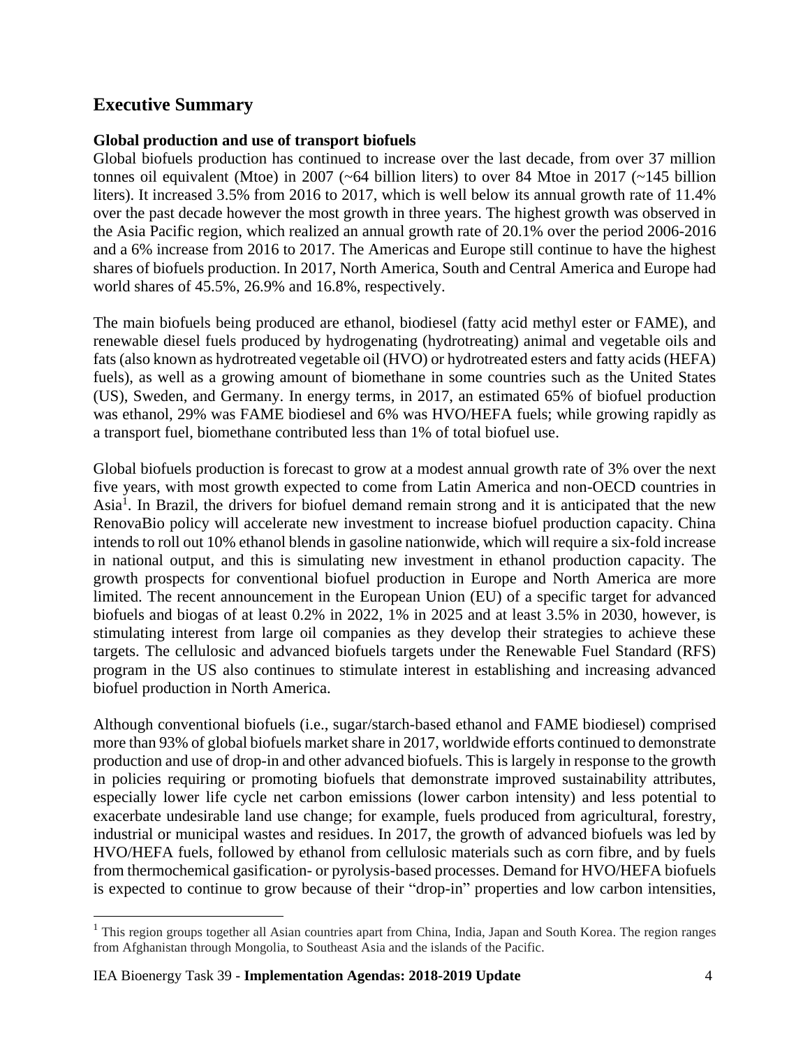## Executive Summary

**Global production and use of transport biofuels**

Global biofuels production has continued to increase over the last decade, from over 37 million tonnes oil equivalent (Mtoe) in 2007 (~64 billion liters) to over 84 Mtoe in 2017 (~145 billion liters). It increased 3.5% from 2016 to 2017, which is well below its annual growth rate of 11.4% over the past decade however the most growth in three years. The highest growth was observed in the Asia Pacific region, which realized an annual growth rate of 20.1% over the period 2006-2016 and a 6% increase from 2016 to 2017. The Americas and Europe still continue to have the highest shares of biofuels production. In 2017, North America, South and Central America and Europe had world shares of 45.5%, 26.9% and 16.8%, respectively.

The main biofuels being produced are ethanol, biodiesel (fatty acid methyl ester or FAME), and renewable diesel fuels produced by hydrogenating (hydrotreating) animal and vegetable oils and fats (also known as hydrotreated vegetable oil (HVO) or hydrotreated esters and fatty acids (HEFA) fuels), as well as a growing amount of biomethane in some countries such as the United States (US), Sweden, and Germany. In energy terms, in 2017, an estimated 65% of biofuel production was ethanol, 29% was FAME biodiesel and 6% was HVO/HEFA fuels; while growing rapidly as a transport fuel, biomethane contributed less than 1% of total biofuel use.

Global biofuels production is forecast to grow at a modest annual growth rate of 3% over the next five years, with most growth expected to come from Latin America and non-OECD countries in Asia[1]. In Brazil, the drivers for biofuel demand remain strong and it is anticipated that the new RenovaBio policy will accelerate new investment to increase biofuel production capacity. China intends to roll out 10% ethanol blends in gasoline nationwide, which will require a six-fold increase in national output, and this is simulating new investment in ethanol production capacity. The growth prospects for conventional biofuel production in Europe and North America are more limited. The recent announcement in the European Union (EU) of a specific target for advanced biofuels and biogas of at least 0.2% in 2022, 1% in 2025 and at least 3.5% in 2030, however, is stimulating interest from large oil companies as they develop their strategies to achieve these targets. The cellulosic and advanced biofuels targets under the Renewable Fuel Standard (RFS) program in the US also continues to stimulate interest in establishing and increasing advanced biofuel production in North America.

Although conventional biofuels (i.e., sugar/starch-based ethanol and FAME biodiesel) comprised more than 93% of global biofuels market share in 2017, worldwide efforts continued to demonstrate production and use of drop-in and other advanced biofuels. This is largely in response to the growth in policies requiring or promoting biofuels that demonstrate improved sustainability attributes, especially lower life cycle net carbon emissions (lower carbon intensity) and less potential to exacerbate undesirable land use change; for example, fuels produced from agricultural, forestry, industrial or municipal wastes and residues. In 2017, the growth of advanced biofuels was led by HVO/HEFA fuels, followed by ethanol from cellulosic materials such as corn fibre, and by fuels from thermochemical gasification- or pyrolysis-based processes. Demand for HVO/HEFA biofuels is expected to continue to grow because of their "drop-in" properties and low carbon intensities,

[1] This region groups together all Asian countries apart from China, India, Japan and South Korea. The region ranges from Afghanistan through Mongolia, to Southeast Asia and the islands of the Pacific.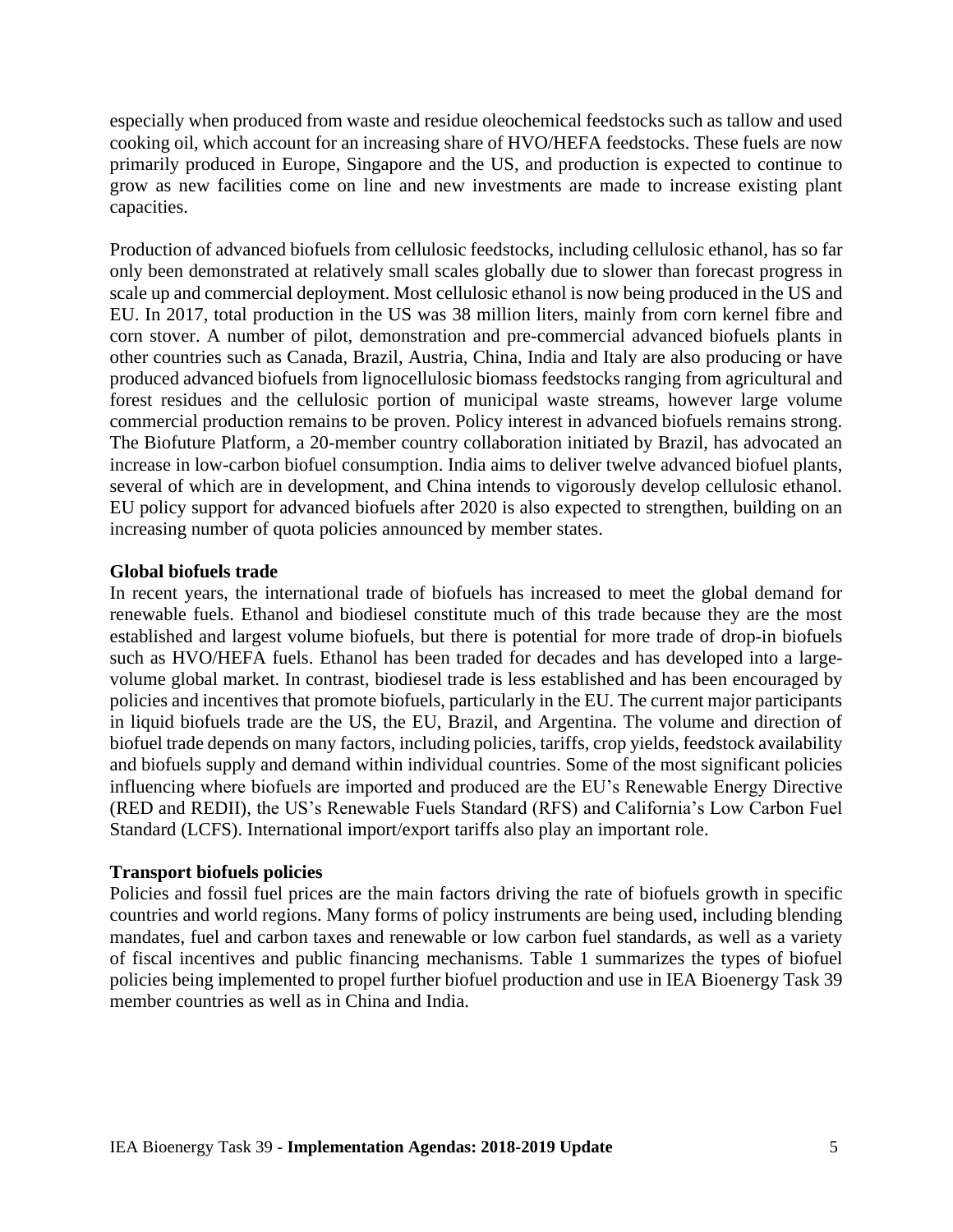especially when produced from waste and residue oleochemical feedstocks such as tallow and used cooking oil, which account for an increasing share of HVO/HEFA feedstocks. These fuels are now primarily produced in Europe, Singapore and the US, and production is expected to continue to grow as new facilities come on line and new investments are made to increase existing plant capacities.

Production of advanced biofuels from cellulosic feedstocks, including cellulosic ethanol, has so far only been demonstrated at relatively small scales globally due to slower than forecast progress in scale up and commercial deployment. Most cellulosic ethanol is now being produced in the US and EU. In 2017, total production in the US was 38 million liters, mainly from corn kernel fibre and corn stover. A number of pilot, demonstration and pre-commercial advanced biofuels plants in other countries such as Canada, Brazil, Austria, China, India and Italy are also producing or have produced advanced biofuels from lignocellulosic biomass feedstocks ranging from agricultural and forest residues and the cellulosic portion of municipal waste streams, however large volume commercial production remains to be proven. Policy interest in advanced biofuels remains strong. The Biofuture Platform, a 20-member country collaboration initiated by Brazil, has advocated an increase in low-carbon biofuel consumption. India aims to deliver twelve advanced biofuel plants, several of which are in development, and China intends to vigorously develop cellulosic ethanol. EU policy support for advanced biofuels after 2020 is also expected to strengthen, building on an increasing number of quota policies announced by member states.

**Global biofuels trade**

In recent years, the international trade of biofuels has increased to meet the global demand for renewable fuels. Ethanol and biodiesel constitute much of this trade because they are the most established and largest volume biofuels, but there is potential for more trade of drop-in biofuels such as HVO/HEFA fuels. Ethanol has been traded for decades and has developed into a large-volume global market. In contrast, biodiesel trade is less established and has been encouraged by policies and incentives that promote biofuels, particularly in the EU. The current major participants in liquid biofuels trade are the US, the EU, Brazil, and Argentina. The volume and direction of biofuel trade depends on many factors, including policies, tariffs, crop yields, feedstock availability and biofuels supply and demand within individual countries. Some of the most significant policies influencing where biofuels are imported and produced are the EU's Renewable Energy Directive (RED and REDII), the US's Renewable Fuels Standard (RFS) and California's Low Carbon Fuel Standard (LCFS). International import/export tariffs also play an important role.

**Transport biofuels policies**

Policies and fossil fuel prices are the main factors driving the rate of biofuels growth in specific countries and world regions. Many forms of policy instruments are being used, including blending mandates, fuel and carbon taxes and renewable or low carbon fuel standards, as well as a variety of fiscal incentives and public financing mechanisms. Table 1 summarizes the types of biofuel policies being implemented to propel further biofuel production and use in IEA Bioenergy Task 39 member countries as well as in China and India.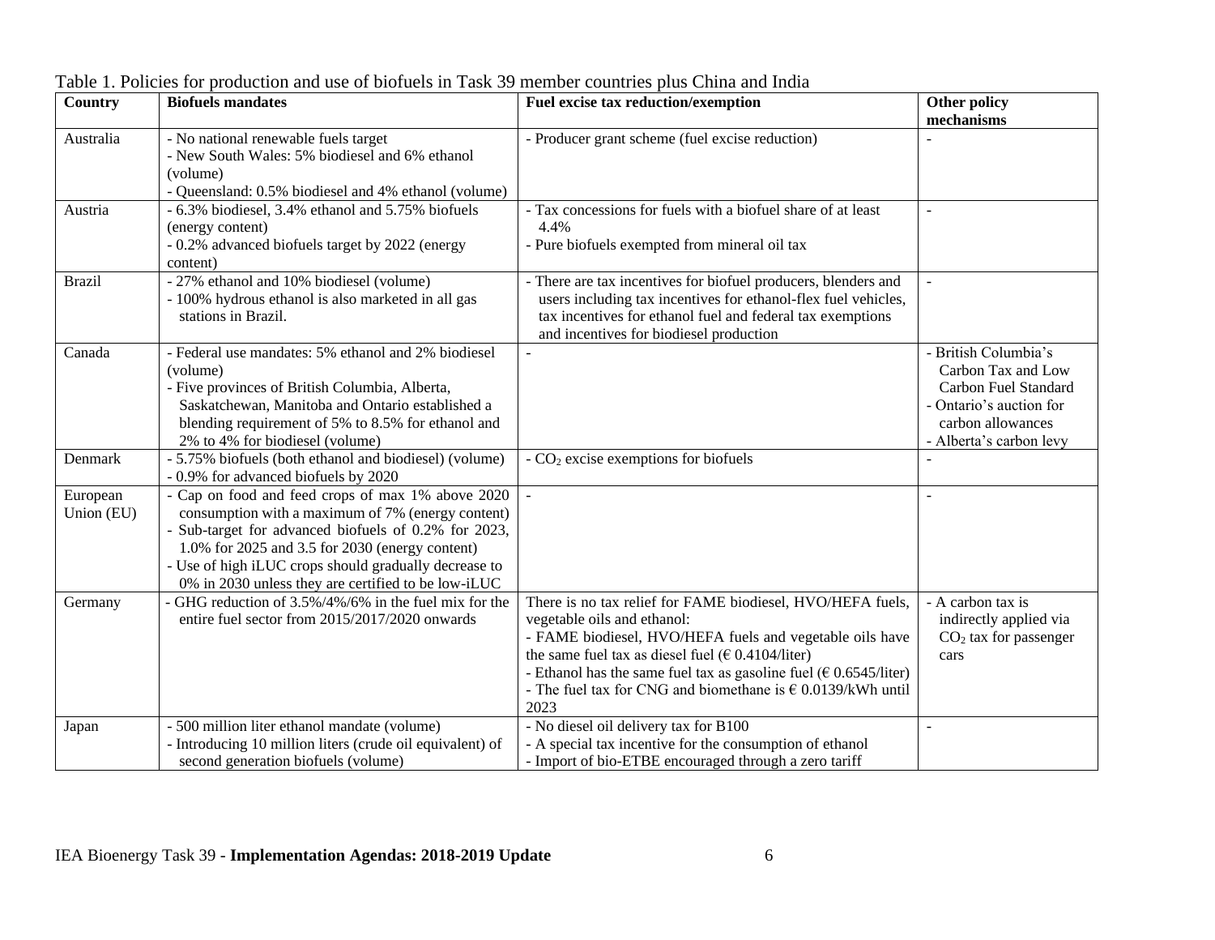Table 1. Policies for production and use of biofuels in Task 39 member countries plus China and India

| Country | Biofuels mandates | Fuel excise tax reduction/exemption | Other policy mechanisms |
|---|---|---|---|
| Australia | - No national renewable fuels target<br>- New South Wales: 5% biodiesel and 6% ethanol (volume)<br>- Queensland: 0.5% biodiesel and 4% ethanol (volume) | - Producer grant scheme (fuel excise reduction) | - |
| Austria | - 6.3% biodiesel, 3.4% ethanol and 5.75% biofuels (energy content)<br>- 0.2% advanced biofuels target by 2022 (energy content) | - Tax concessions for fuels with a biofuel share of at least 4.4%<br>- Pure biofuels exempted from mineral oil tax | - |
| Brazil | - 27% ethanol and 10% biodiesel (volume)<br>- 100% hydrous ethanol is also marketed in all gas stations in Brazil. | - There are tax incentives for biofuel producers, blenders and users including tax incentives for ethanol-flex fuel vehicles, tax incentives for ethanol fuel and federal tax exemptions and incentives for biodiesel production | - |
| Canada | - Federal use mandates: 5% ethanol and 2% biodiesel (volume)<br>- Five provinces of British Columbia, Alberta, Saskatchewan, Manitoba and Ontario established a blending requirement of 5% to 8.5% for ethanol and 2% to 4% for biodiesel (volume) | - | - British Columbia's Carbon Tax and Low Carbon Fuel Standard<br>- Ontario's auction for carbon allowances<br>- Alberta's carbon levy |
| Denmark | - 5.75% biofuels (both ethanol and biodiesel) (volume)<br>- 0.9% for advanced biofuels by 2020 | - $CO_2$ excise exemptions for biofuels | - |
| European Union (EU) | - Cap on food and feed crops of max 1% above 2020 consumption with a maximum of 7% (energy content)<br>- Sub-target for advanced biofuels of 0.2% for 2023, 1.0% for 2025 and 3.5 for 2030 (energy content)<br>- Use of high iLUC crops should gradually decrease to 0% in 2030 unless they are certified to be low-iLUC | - | - |
| Germany | - GHG reduction of 3.5%/4%/6% in the fuel mix for the entire fuel sector from 2015/2017/2020 onwards | There is no tax relief for FAME biodiesel, HVO/HEFA fuels, vegetable oils and ethanol:<br>- FAME biodiesel, HVO/HEFA fuels and vegetable oils have the same fuel tax as diesel fuel (€ 0.4104/liter)<br>- Ethanol has the same fuel tax as gasoline fuel (€ 0.6545/liter)<br>- The fuel tax for CNG and biomethane is € 0.0139/kWh until 2023 | - A carbon tax is indirectly applied via $CO_2$ tax for passenger cars |
| Japan | - 500 million liter ethanol mandate (volume)<br>- Introducing 10 million liters (crude oil equivalent) of second generation biofuels (volume) | - No diesel oil delivery tax for B100<br>- A special tax incentive for the consumption of ethanol<br>- Import of bio-ETBE encouraged through a zero tariff | - |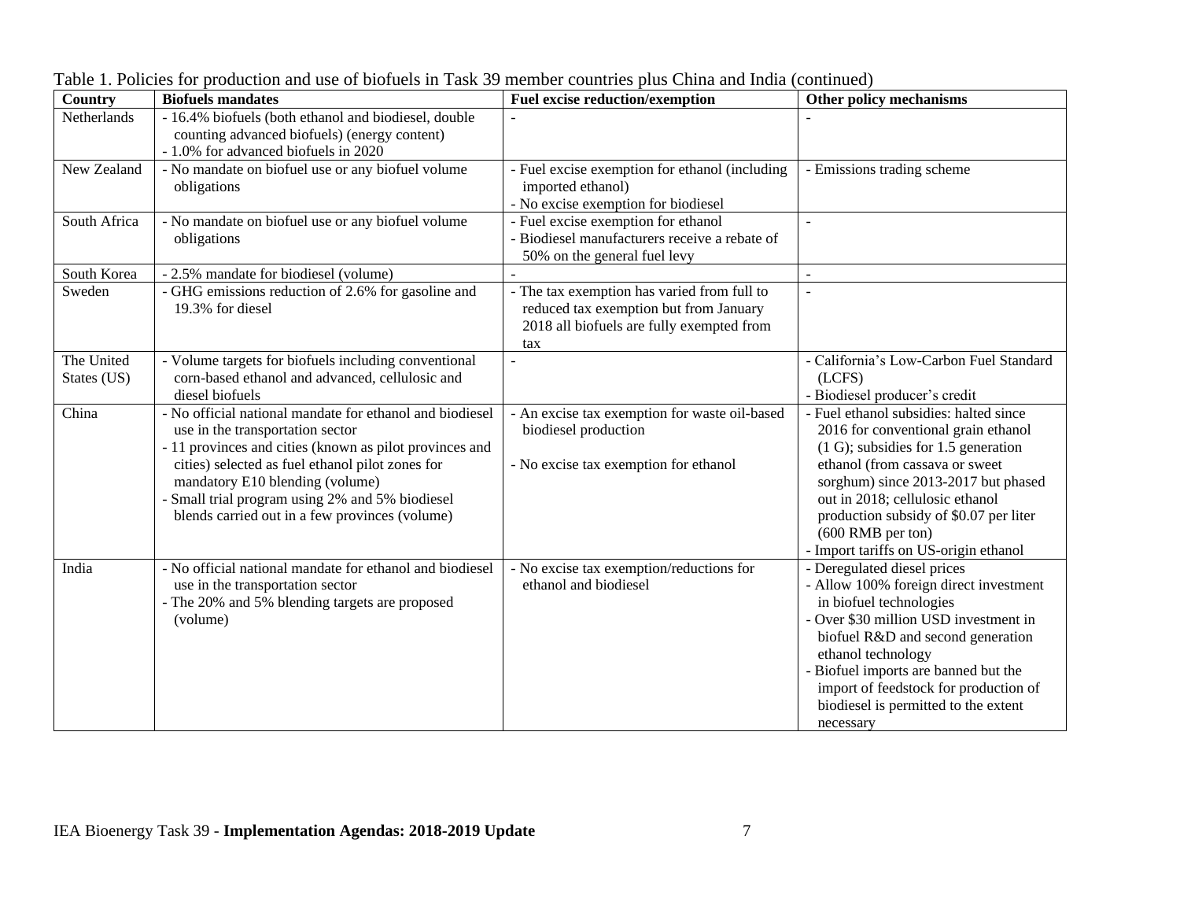Table 1. Policies for production and use of biofuels in Task 39 member countries plus China and India (continued)

| Country | Biofuels mandates | Fuel excise reduction/exemption | Other policy mechanisms |
|---|---|---|---|
| Netherlands | - 16.4% biofuels (both ethanol and biodiesel, double counting advanced biofuels) (energy content)<br>- 1.0% for advanced biofuels in 2020 | - | - |
| New Zealand | - No mandate on biofuel use or any biofuel volume obligations | - Fuel excise exemption for ethanol (including imported ethanol)<br>- No excise exemption for biodiesel | - Emissions trading scheme |
| South Africa | - No mandate on biofuel use or any biofuel volume obligations | - Fuel excise exemption for ethanol<br>- Biodiesel manufacturers receive a rebate of 50% on the general fuel levy | - |
| South Korea | - 2.5% mandate for biodiesel (volume) | - | - |
| Sweden | - GHG emissions reduction of 2.6% for gasoline and 19.3% for diesel | - The tax exemption has varied from full to reduced tax exemption but from January 2018 all biofuels are fully exempted from tax | - |
| The United States (US) | - Volume targets for biofuels including conventional corn-based ethanol and advanced, cellulosic and diesel biofuels | - | - California's Low-Carbon Fuel Standard (LCFS)<br>- Biodiesel producer's credit |
| China | - No official national mandate for ethanol and biodiesel use in the transportation sector<br>- 11 provinces and cities (known as pilot provinces and cities) selected as fuel ethanol pilot zones for mandatory E10 blending (volume)<br>- Small trial program using 2% and 5% biodiesel blends carried out in a few provinces (volume) | - An excise tax exemption for waste oil-based biodiesel production<br><br>- No excise tax exemption for ethanol | - Fuel ethanol subsidies: halted since 2016 for conventional grain ethanol (1 G); subsidies for 1.5 generation ethanol (from cassava or sweet sorghum) since 2013-2017 but phased out in 2018; cellulosic ethanol production subsidy of \$0.07 per liter (600 RMB per ton)<br>- Import tariffs on US-origin ethanol |
| India | - No official national mandate for ethanol and biodiesel use in the transportation sector<br>- The 20% and 5% blending targets are proposed (volume) | - No excise tax exemption/reductions for ethanol and biodiesel | - Deregulated diesel prices<br>- Allow 100% foreign direct investment in biofuel technologies<br>- Over \$30 million USD investment in biofuel R&D and second generation ethanol technology<br>- Biofuel imports are banned but the import of feedstock for production of biodiesel is permitted to the extent necessary |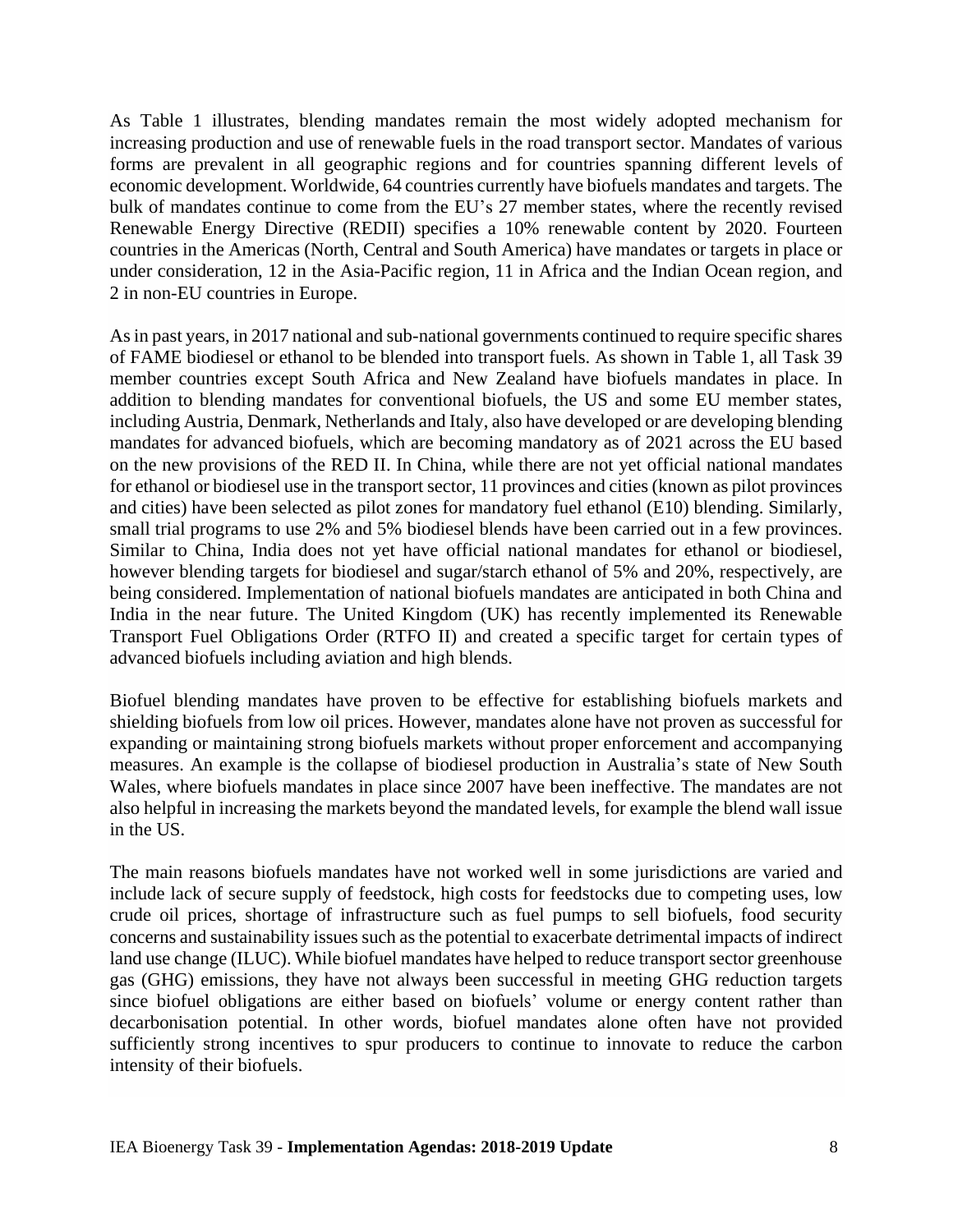As Table 1 illustrates, blending mandates remain the most widely adopted mechanism for increasing production and use of renewable fuels in the road transport sector. Mandates of various forms are prevalent in all geographic regions and for countries spanning different levels of economic development. Worldwide, 64 countries currently have biofuels mandates and targets. The bulk of mandates continue to come from the EU's 27 member states, where the recently revised Renewable Energy Directive (REDII) specifies a 10% renewable content by 2020. Fourteen countries in the Americas (North, Central and South America) have mandates or targets in place or under consideration, 12 in the Asia-Pacific region, 11 in Africa and the Indian Ocean region, and 2 in non-EU countries in Europe.

As in past years, in 2017 national and sub-national governments continued to require specific shares of FAME biodiesel or ethanol to be blended into transport fuels. As shown in Table 1, all Task 39 member countries except South Africa and New Zealand have biofuels mandates in place. In addition to blending mandates for conventional biofuels, the US and some EU member states, including Austria, Denmark, Netherlands and Italy, also have developed or are developing blending mandates for advanced biofuels, which are becoming mandatory as of 2021 across the EU based on the new provisions of the RED II. In China, while there are not yet official national mandates for ethanol or biodiesel use in the transport sector, 11 provinces and cities (known as pilot provinces and cities) have been selected as pilot zones for mandatory fuel ethanol (E10) blending. Similarly, small trial programs to use 2% and 5% biodiesel blends have been carried out in a few provinces. Similar to China, India does not yet have official national mandates for ethanol or biodiesel, however blending targets for biodiesel and sugar/starch ethanol of 5% and 20%, respectively, are being considered. Implementation of national biofuels mandates are anticipated in both China and India in the near future. The United Kingdom (UK) has recently implemented its Renewable Transport Fuel Obligations Order (RTFO II) and created a specific target for certain types of advanced biofuels including aviation and high blends.

Biofuel blending mandates have proven to be effective for establishing biofuels markets and shielding biofuels from low oil prices. However, mandates alone have not proven as successful for expanding or maintaining strong biofuels markets without proper enforcement and accompanying measures. An example is the collapse of biodiesel production in Australia's state of New South Wales, where biofuels mandates in place since 2007 have been ineffective. The mandates are not also helpful in increasing the markets beyond the mandated levels, for example the blend wall issue in the US.

The main reasons biofuels mandates have not worked well in some jurisdictions are varied and include lack of secure supply of feedstock, high costs for feedstocks due to competing uses, low crude oil prices, shortage of infrastructure such as fuel pumps to sell biofuels, food security concerns and sustainability issues such as the potential to exacerbate detrimental impacts of indirect land use change (ILUC). While biofuel mandates have helped to reduce transport sector greenhouse gas (GHG) emissions, they have not always been successful in meeting GHG reduction targets since biofuel obligations are either based on biofuels' volume or energy content rather than decarbonisation potential. In other words, biofuel mandates alone often have not provided sufficiently strong incentives to spur producers to continue to innovate to reduce the carbon intensity of their biofuels.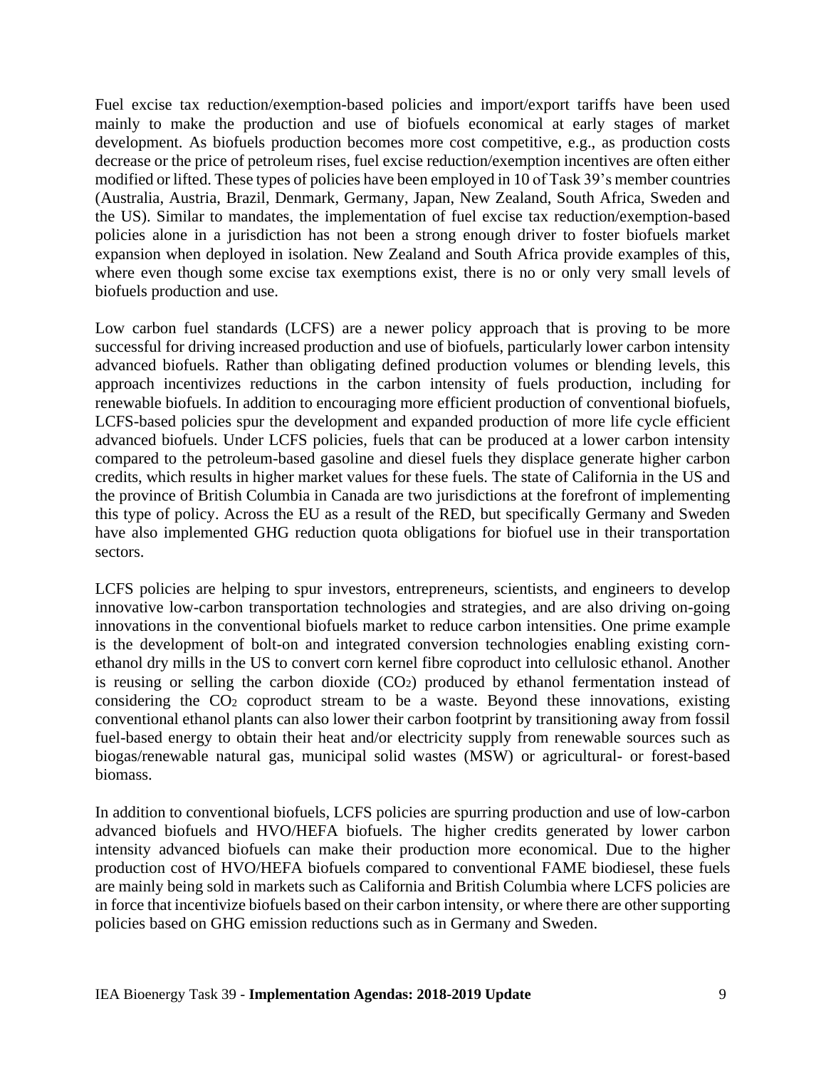Fuel excise tax reduction/exemption-based policies and import/export tariffs have been used mainly to make the production and use of biofuels economical at early stages of market development. As biofuels production becomes more cost competitive, e.g., as production costs decrease or the price of petroleum rises, fuel excise reduction/exemption incentives are often either modified or lifted. These types of policies have been employed in 10 of Task 39's member countries (Australia, Austria, Brazil, Denmark, Germany, Japan, New Zealand, South Africa, Sweden and the US). Similar to mandates, the implementation of fuel excise tax reduction/exemption-based policies alone in a jurisdiction has not been a strong enough driver to foster biofuels market expansion when deployed in isolation. New Zealand and South Africa provide examples of this, where even though some excise tax exemptions exist, there is no or only very small levels of biofuels production and use.

Low carbon fuel standards (LCFS) are a newer policy approach that is proving to be more successful for driving increased production and use of biofuels, particularly lower carbon intensity advanced biofuels. Rather than obligating defined production volumes or blending levels, this approach incentivizes reductions in the carbon intensity of fuels production, including for renewable biofuels. In addition to encouraging more efficient production of conventional biofuels, LCFS-based policies spur the development and expanded production of more life cycle efficient advanced biofuels. Under LCFS policies, fuels that can be produced at a lower carbon intensity compared to the petroleum-based gasoline and diesel fuels they displace generate higher carbon credits, which results in higher market values for these fuels. The state of California in the US and the province of British Columbia in Canada are two jurisdictions at the forefront of implementing this type of policy. Across the EU as a result of the RED, but specifically Germany and Sweden have also implemented GHG reduction quota obligations for biofuel use in their transportation sectors.

LCFS policies are helping to spur investors, entrepreneurs, scientists, and engineers to develop innovative low-carbon transportation technologies and strategies, and are also driving on-going innovations in the conventional biofuels market to reduce carbon intensities. One prime example is the development of bolt-on and integrated conversion technologies enabling existing corn-ethanol dry mills in the US to convert corn kernel fibre coproduct into cellulosic ethanol. Another is reusing or selling the carbon dioxide ($CO_2$) produced by ethanol fermentation instead of considering the $CO_2$ coproduct stream to be a waste. Beyond these innovations, existing conventional ethanol plants can also lower their carbon footprint by transitioning away from fossil fuel-based energy to obtain their heat and/or electricity supply from renewable sources such as biogas/renewable natural gas, municipal solid wastes (MSW) or agricultural- or forest-based biomass.

In addition to conventional biofuels, LCFS policies are spurring production and use of low-carbon advanced biofuels and HVO/HEFA biofuels. The higher credits generated by lower carbon intensity advanced biofuels can make their production more economical. Due to the higher production cost of HVO/HEFA biofuels compared to conventional FAME biodiesel, these fuels are mainly being sold in markets such as California and British Columbia where LCFS policies are in force that incentivize biofuels based on their carbon intensity, or where there are other supporting policies based on GHG emission reductions such as in Germany and Sweden.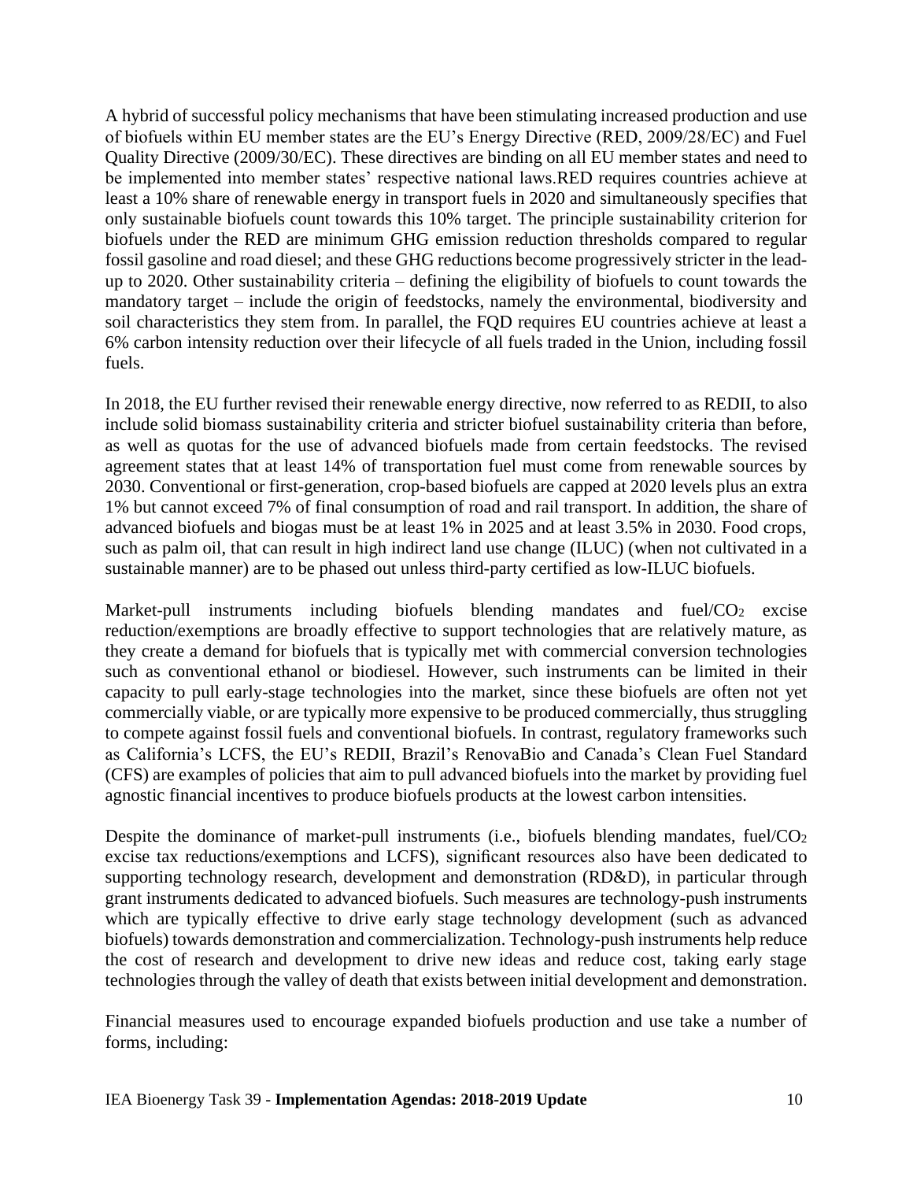A hybrid of successful policy mechanisms that have been stimulating increased production and use of biofuels within EU member states are the EU's Energy Directive (RED, 2009/28/EC) and Fuel Quality Directive (2009/30/EC). These directives are binding on all EU member states and need to be implemented into member states' respective national laws.RED requires countries achieve at least a 10% share of renewable energy in transport fuels in 2020 and simultaneously specifies that only sustainable biofuels count towards this 10% target. The principle sustainability criterion for biofuels under the RED are minimum GHG emission reduction thresholds compared to regular fossil gasoline and road diesel; and these GHG reductions become progressively stricter in the lead-up to 2020. Other sustainability criteria – defining the eligibility of biofuels to count towards the mandatory target – include the origin of feedstocks, namely the environmental, biodiversity and soil characteristics they stem from. In parallel, the FQD requires EU countries achieve at least a 6% carbon intensity reduction over their lifecycle of all fuels traded in the Union, including fossil fuels.

In 2018, the EU further revised their renewable energy directive, now referred to as REDII, to also include solid biomass sustainability criteria and stricter biofuel sustainability criteria than before, as well as quotas for the use of advanced biofuels made from certain feedstocks. The revised agreement states that at least 14% of transportation fuel must come from renewable sources by 2030. Conventional or first-generation, crop-based biofuels are capped at 2020 levels plus an extra 1% but cannot exceed 7% of final consumption of road and rail transport. In addition, the share of advanced biofuels and biogas must be at least 1% in 2025 and at least 3.5% in 2030. Food crops, such as palm oil, that can result in high indirect land use change (ILUC) (when not cultivated in a sustainable manner) are to be phased out unless third-party certified as low-ILUC biofuels.

Market-pull instruments including biofuels blending mandates and fuel/$CO_2$ excise reduction/exemptions are broadly effective to support technologies that are relatively mature, as they create a demand for biofuels that is typically met with commercial conversion technologies such as conventional ethanol or biodiesel. However, such instruments can be limited in their capacity to pull early-stage technologies into the market, since these biofuels are often not yet commercially viable, or are typically more expensive to be produced commercially, thus struggling to compete against fossil fuels and conventional biofuels. In contrast, regulatory frameworks such as California's LCFS, the EU's REDII, Brazil's RenovaBio and Canada's Clean Fuel Standard (CFS) are examples of policies that aim to pull advanced biofuels into the market by providing fuel agnostic financial incentives to produce biofuels products at the lowest carbon intensities.

Despite the dominance of market-pull instruments (i.e., biofuels blending mandates, fuel/$CO_2$ excise tax reductions/exemptions and LCFS), significant resources also have been dedicated to supporting technology research, development and demonstration (RD&D), in particular through grant instruments dedicated to advanced biofuels. Such measures are technology-push instruments which are typically effective to drive early stage technology development (such as advanced biofuels) towards demonstration and commercialization. Technology-push instruments help reduce the cost of research and development to drive new ideas and reduce cost, taking early stage technologies through the valley of death that exists between initial development and demonstration.

Financial measures used to encourage expanded biofuels production and use take a number of forms, including: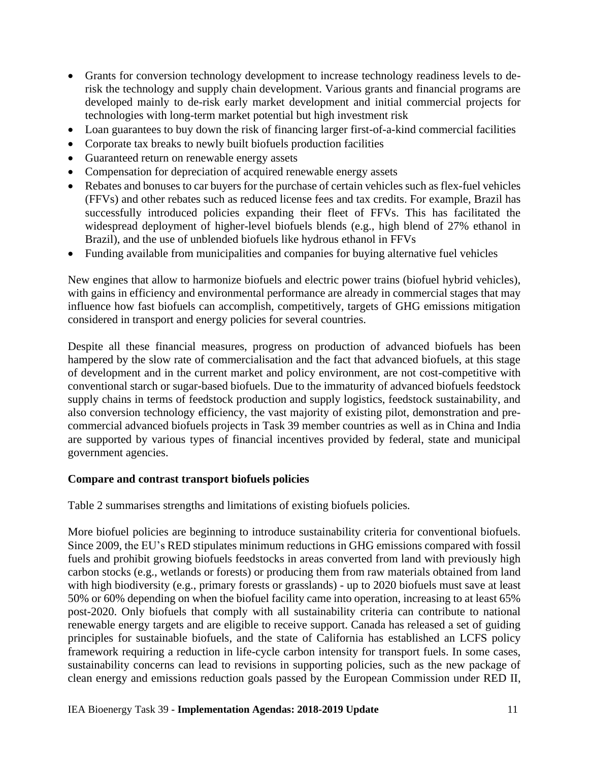- Grants for conversion technology development to increase technology readiness levels to de-risk the technology and supply chain development. Various grants and financial programs are developed mainly to de-risk early market development and initial commercial projects for technologies with long-term market potential but high investment risk
- Loan guarantees to buy down the risk of financing larger first-of-a-kind commercial facilities
- Corporate tax breaks to newly built biofuels production facilities
- Guaranteed return on renewable energy assets
- Compensation for depreciation of acquired renewable energy assets
- Rebates and bonuses to car buyers for the purchase of certain vehicles such as flex-fuel vehicles (FFVs) and other rebates such as reduced license fees and tax credits. For example, Brazil has successfully introduced policies expanding their fleet of FFVs. This has facilitated the widespread deployment of higher-level biofuels blends (e.g., high blend of 27% ethanol in Brazil), and the use of unblended biofuels like hydrous ethanol in FFVs
- Funding available from municipalities and companies for buying alternative fuel vehicles

New engines that allow to harmonize biofuels and electric power trains (biofuel hybrid vehicles), with gains in efficiency and environmental performance are already in commercial stages that may influence how fast biofuels can accomplish, competitively, targets of GHG emissions mitigation considered in transport and energy policies for several countries.

Despite all these financial measures, progress on production of advanced biofuels has been hampered by the slow rate of commercialisation and the fact that advanced biofuels, at this stage of development and in the current market and policy environment, are not cost-competitive with conventional starch or sugar-based biofuels. Due to the immaturity of advanced biofuels feedstock supply chains in terms of feedstock production and supply logistics, feedstock sustainability, and also conversion technology efficiency, the vast majority of existing pilot, demonstration and pre-commercial advanced biofuels projects in Task 39 member countries as well as in China and India are supported by various types of financial incentives provided by federal, state and municipal government agencies.

**Compare and contrast transport biofuels policies**

Table 2 summarises strengths and limitations of existing biofuels policies.

More biofuel policies are beginning to introduce sustainability criteria for conventional biofuels. Since 2009, the EU's RED stipulates minimum reductions in GHG emissions compared with fossil fuels and prohibit growing biofuels feedstocks in areas converted from land with previously high carbon stocks (e.g., wetlands or forests) or producing them from raw materials obtained from land with high biodiversity (e.g., primary forests or grasslands) - up to 2020 biofuels must save at least 50% or 60% depending on when the biofuel facility came into operation, increasing to at least 65% post-2020. Only biofuels that comply with all sustainability criteria can contribute to national renewable energy targets and are eligible to receive support. Canada has released a set of guiding principles for sustainable biofuels, and the state of California has established an LCFS policy framework requiring a reduction in life-cycle carbon intensity for transport fuels. In some cases, sustainability concerns can lead to revisions in supporting policies, such as the new package of clean energy and emissions reduction goals passed by the European Commission under RED II,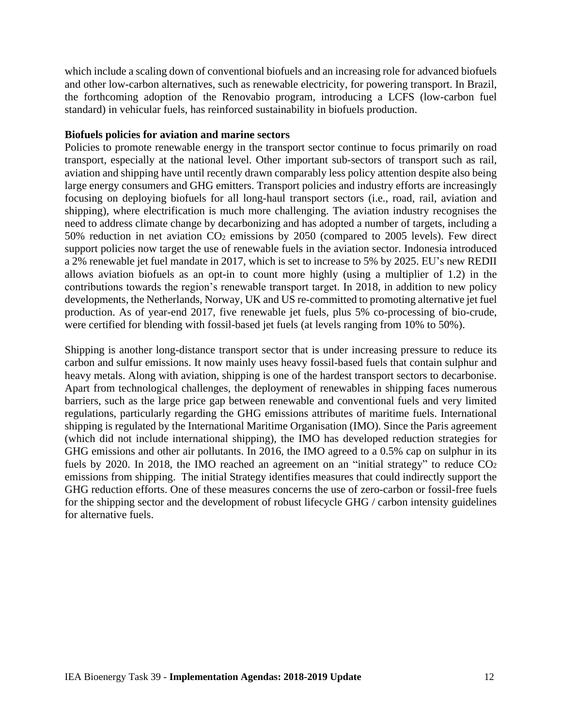which include a scaling down of conventional biofuels and an increasing role for advanced biofuels and other low-carbon alternatives, such as renewable electricity, for powering transport. In Brazil, the forthcoming adoption of the Renovabio program, introducing a LCFS (low-carbon fuel standard) in vehicular fuels, has reinforced sustainability in biofuels production.

**Biofuels policies for aviation and marine sectors**

Policies to promote renewable energy in the transport sector continue to focus primarily on road transport, especially at the national level. Other important sub-sectors of transport such as rail, aviation and shipping have until recently drawn comparably less policy attention despite also being large energy consumers and GHG emitters. Transport policies and industry efforts are increasingly focusing on deploying biofuels for all long-haul transport sectors (i.e., road, rail, aviation and shipping), where electrification is much more challenging. The aviation industry recognises the need to address climate change by decarbonizing and has adopted a number of targets, including a 50% reduction in net aviation $CO_2$ emissions by 2050 (compared to 2005 levels). Few direct support policies now target the use of renewable fuels in the aviation sector. Indonesia introduced a 2% renewable jet fuel mandate in 2017, which is set to increase to 5% by 2025. EU's new REDII allows aviation biofuels as an opt-in to count more highly (using a multiplier of 1.2) in the contributions towards the region's renewable transport target. In 2018, in addition to new policy developments, the Netherlands, Norway, UK and US re-committed to promoting alternative jet fuel production. As of year-end 2017, five renewable jet fuels, plus 5% co-processing of bio-crude, were certified for blending with fossil-based jet fuels (at levels ranging from 10% to 50%).

Shipping is another long-distance transport sector that is under increasing pressure to reduce its carbon and sulfur emissions. It now mainly uses heavy fossil-based fuels that contain sulphur and heavy metals. Along with aviation, shipping is one of the hardest transport sectors to decarbonise. Apart from technological challenges, the deployment of renewables in shipping faces numerous barriers, such as the large price gap between renewable and conventional fuels and very limited regulations, particularly regarding the GHG emissions attributes of maritime fuels. International shipping is regulated by the International Maritime Organisation (IMO). Since the Paris agreement (which did not include international shipping), the IMO has developed reduction strategies for GHG emissions and other air pollutants. In 2016, the IMO agreed to a 0.5% cap on sulphur in its fuels by 2020. In 2018, the IMO reached an agreement on an "initial strategy" to reduce $CO_2$ emissions from shipping. The initial Strategy identifies measures that could indirectly support the GHG reduction efforts. One of these measures concerns the use of zero-carbon or fossil-free fuels for the shipping sector and the development of robust lifecycle GHG / carbon intensity guidelines for alternative fuels.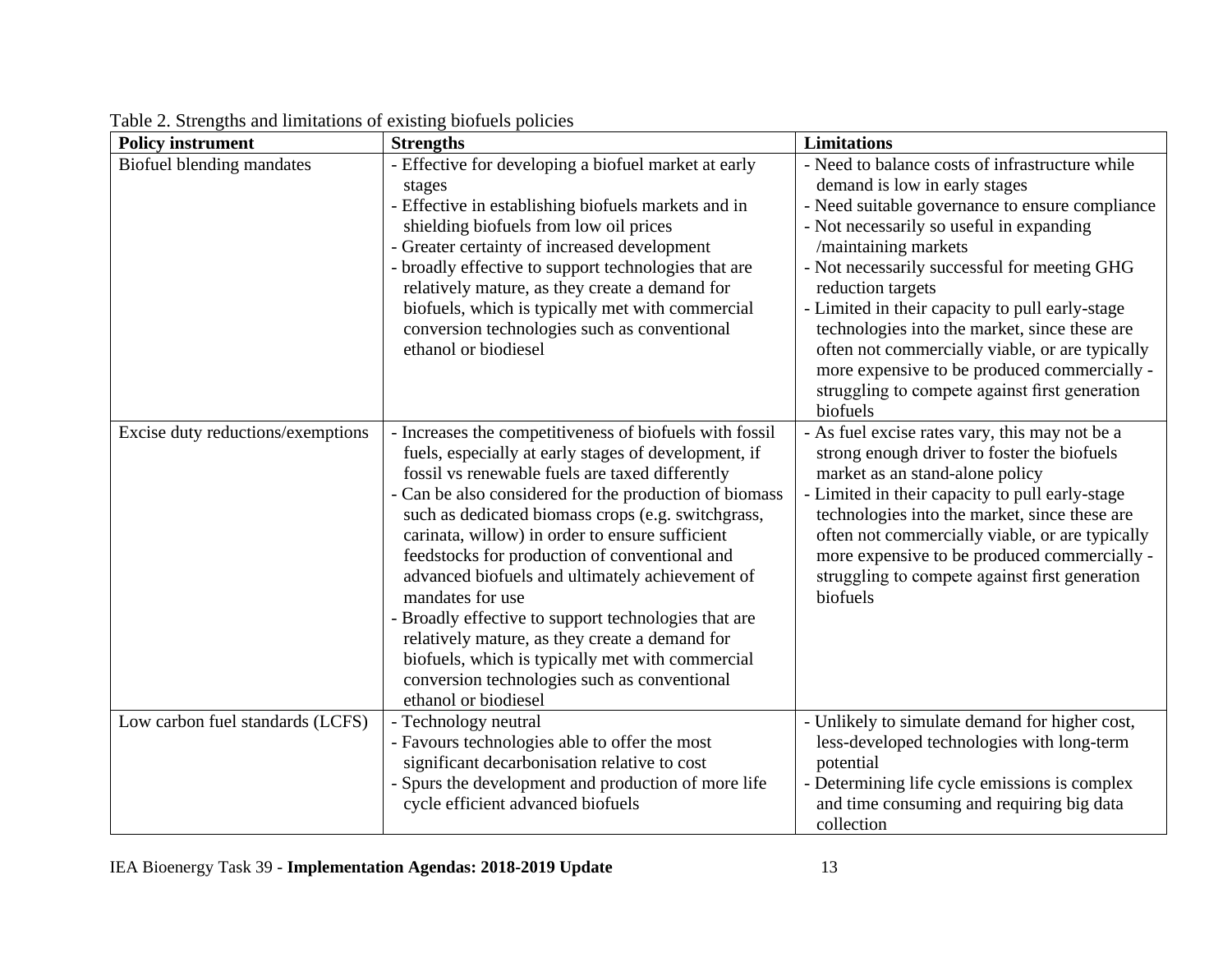Table 2. Strengths and limitations of existing biofuels policies

| Policy instrument | Strengths | Limitations |
| --- | --- | --- |
| Biofuel blending mandates | - Effective for developing a biofuel market at early stages<br>- Effective in establishing biofuels markets and in shielding biofuels from low oil prices<br>- Greater certainty of increased development<br>- broadly effective to support technologies that are relatively mature, as they create a demand for biofuels, which is typically met with commercial conversion technologies such as conventional ethanol or biodiesel | - Need to balance costs of infrastructure while demand is low in early stages<br>- Need suitable governance to ensure compliance<br>- Not necessarily so useful in expanding /maintaining markets<br>- Not necessarily successful for meeting GHG reduction targets<br>- Limited in their capacity to pull early-stage technologies into the market, since these are often not commercially viable, or are typically more expensive to be produced commercially - struggling to compete against first generation biofuels |
| Excise duty reductions/exemptions | - Increases the competitiveness of biofuels with fossil fuels, especially at early stages of development, if fossil vs renewable fuels are taxed differently<br>- Can be also considered for the production of biomass such as dedicated biomass crops (e.g. switchgrass, carinata, willow) in order to ensure sufficient feedstocks for production of conventional and advanced biofuels and ultimately achievement of mandates for use<br>- Broadly effective to support technologies that are relatively mature, as they create a demand for biofuels, which is typically met with commercial conversion technologies such as conventional ethanol or biodiesel | - As fuel excise rates vary, this may not be a strong enough driver to foster the biofuels market as an stand-alone policy<br>- Limited in their capacity to pull early-stage technologies into the market, since these are often not commercially viable, or are typically more expensive to be produced commercially - struggling to compete against first generation biofuels |
| Low carbon fuel standards (LCFS) | - Technology neutral<br>- Favours technologies able to offer the most significant decarbonisation relative to cost<br>- Spurs the development and production of more life cycle efficient advanced biofuels | - Unlikely to simulate demand for higher cost, less-developed technologies with long-term potential<br>- Determining life cycle emissions is complex and time consuming and requiring big data collection |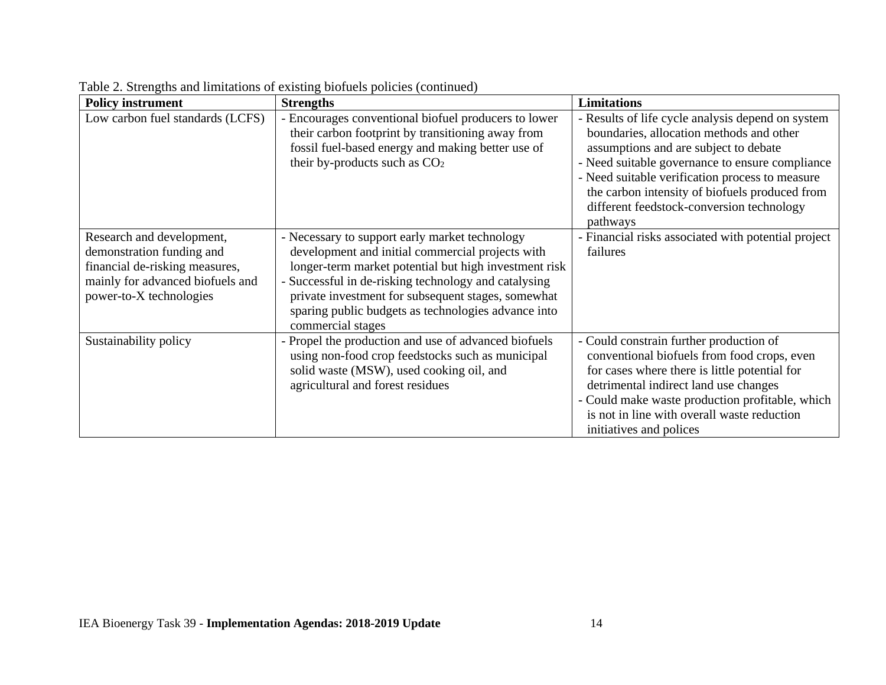Table 2. Strengths and limitations of existing biofuels policies (continued)

| Policy instrument | Strengths | Limitations |
|---|---|---|
| Low carbon fuel standards (LCFS) | - Encourages conventional biofuel producers to lower their carbon footprint by transitioning away from fossil fuel-based energy and making better use of their by-products such as $CO_2$ | - Results of life cycle analysis depend on system boundaries, allocation methods and other assumptions and are subject to debate<br>- Need suitable governance to ensure compliance<br>- Need suitable verification process to measure the carbon intensity of biofuels produced from different feedstock-conversion technology pathways |
| Research and development, demonstration funding and financial de-risking measures, mainly for advanced biofuels and power-to-X technologies | - Necessary to support early market technology development and initial commercial projects with longer-term market potential but high investment risk<br>- Successful in de-risking technology and catalysing private investment for subsequent stages, somewhat sparing public budgets as technologies advance into commercial stages | - Financial risks associated with potential project failures |
| Sustainability policy | - Propel the production and use of advanced biofuels using non-food crop feedstocks such as municipal solid waste (MSW), used cooking oil, and agricultural and forest residues | - Could constrain further production of conventional biofuels from food crops, even for cases where there is little potential for detrimental indirect land use changes<br>- Could make waste production profitable, which is not in line with overall waste reduction initiatives and polices |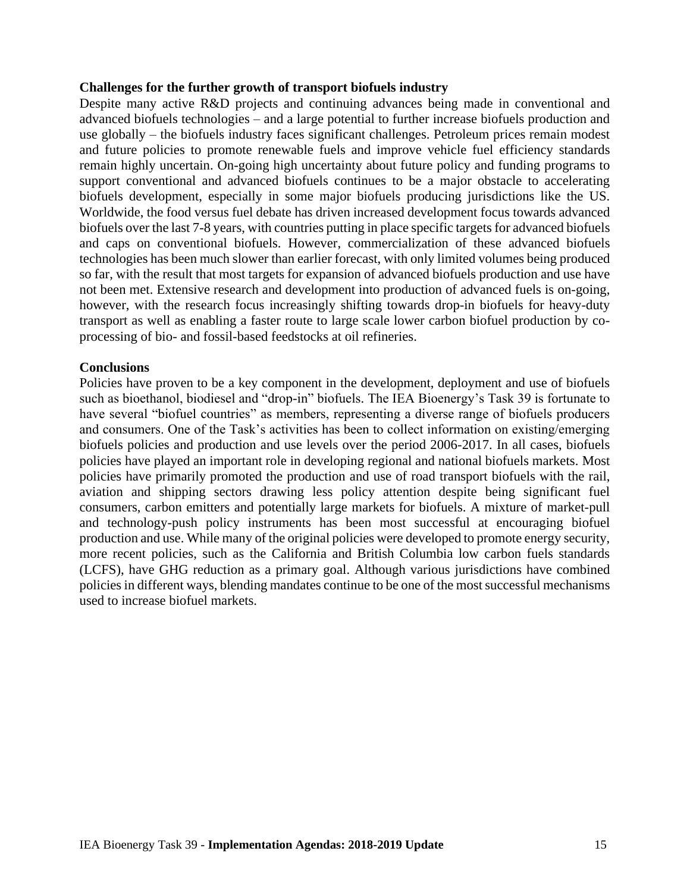**Challenges for the further growth of transport biofuels industry**

Despite many active R&D projects and continuing advances being made in conventional and advanced biofuels technologies – and a large potential to further increase biofuels production and use globally – the biofuels industry faces significant challenges. Petroleum prices remain modest and future policies to promote renewable fuels and improve vehicle fuel efficiency standards remain highly uncertain. On-going high uncertainty about future policy and funding programs to support conventional and advanced biofuels continues to be a major obstacle to accelerating biofuels development, especially in some major biofuels producing jurisdictions like the US. Worldwide, the food versus fuel debate has driven increased development focus towards advanced biofuels over the last 7-8 years, with countries putting in place specific targets for advanced biofuels and caps on conventional biofuels. However, commercialization of these advanced biofuels technologies has been much slower than earlier forecast, with only limited volumes being produced so far, with the result that most targets for expansion of advanced biofuels production and use have not been met. Extensive research and development into production of advanced fuels is on-going, however, with the research focus increasingly shifting towards drop-in biofuels for heavy-duty transport as well as enabling a faster route to large scale lower carbon biofuel production by co-processing of bio- and fossil-based feedstocks at oil refineries.

**Conclusions**

Policies have proven to be a key component in the development, deployment and use of biofuels such as bioethanol, biodiesel and "drop-in" biofuels. The IEA Bioenergy's Task 39 is fortunate to have several "biofuel countries" as members, representing a diverse range of biofuels producers and consumers. One of the Task's activities has been to collect information on existing/emerging biofuels policies and production and use levels over the period 2006-2017. In all cases, biofuels policies have played an important role in developing regional and national biofuels markets. Most policies have primarily promoted the production and use of road transport biofuels with the rail, aviation and shipping sectors drawing less policy attention despite being significant fuel consumers, carbon emitters and potentially large markets for biofuels. A mixture of market-pull and technology-push policy instruments has been most successful at encouraging biofuel production and use. While many of the original policies were developed to promote energy security, more recent policies, such as the California and British Columbia low carbon fuels standards (LCFS), have GHG reduction as a primary goal. Although various jurisdictions have combined policies in different ways, blending mandates continue to be one of the most successful mechanisms used to increase biofuel markets.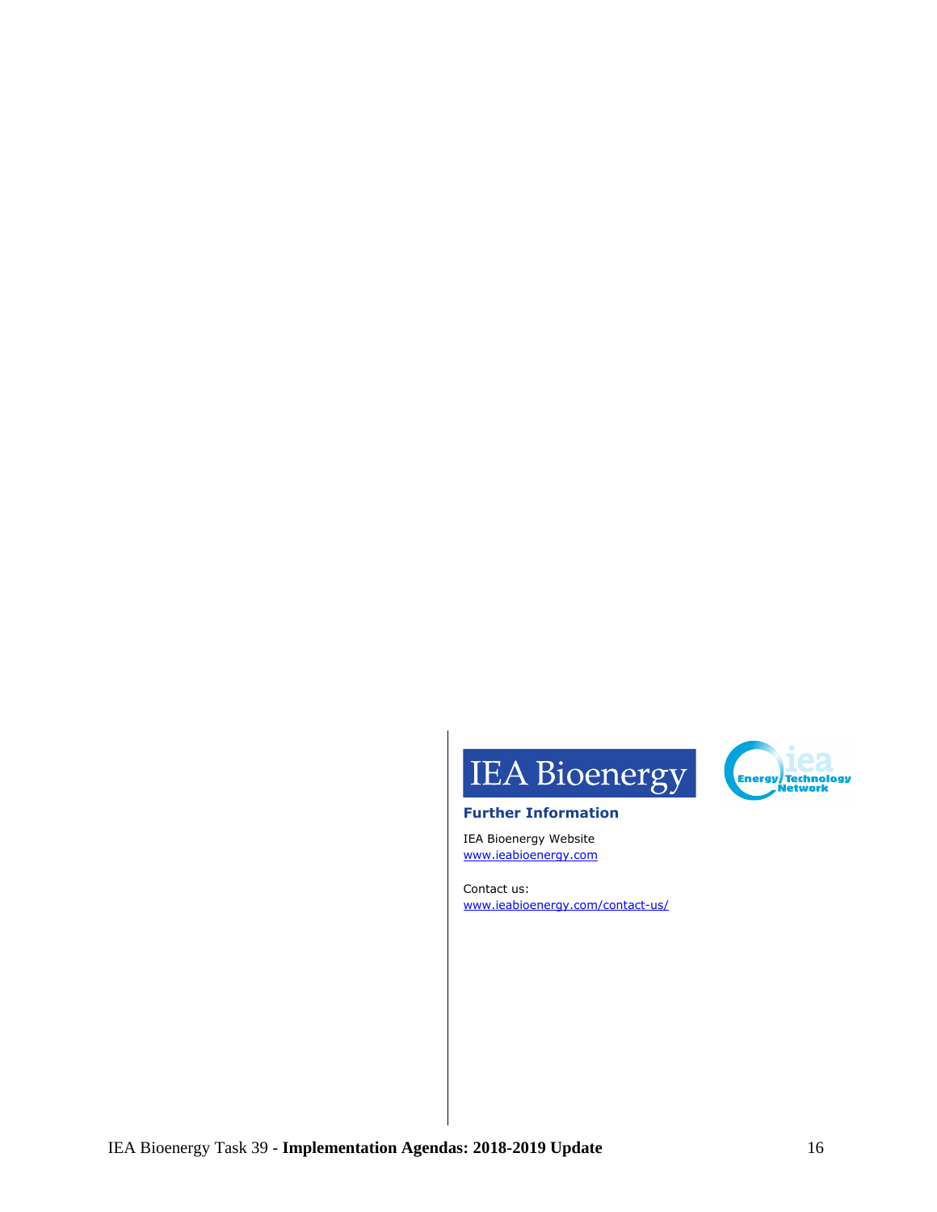IEA Bioenergy

### Further Information

IEA Bioenergy Website
www.ieabioenergy.com

Contact us:
www.ieabioenergy.com/contact-us/